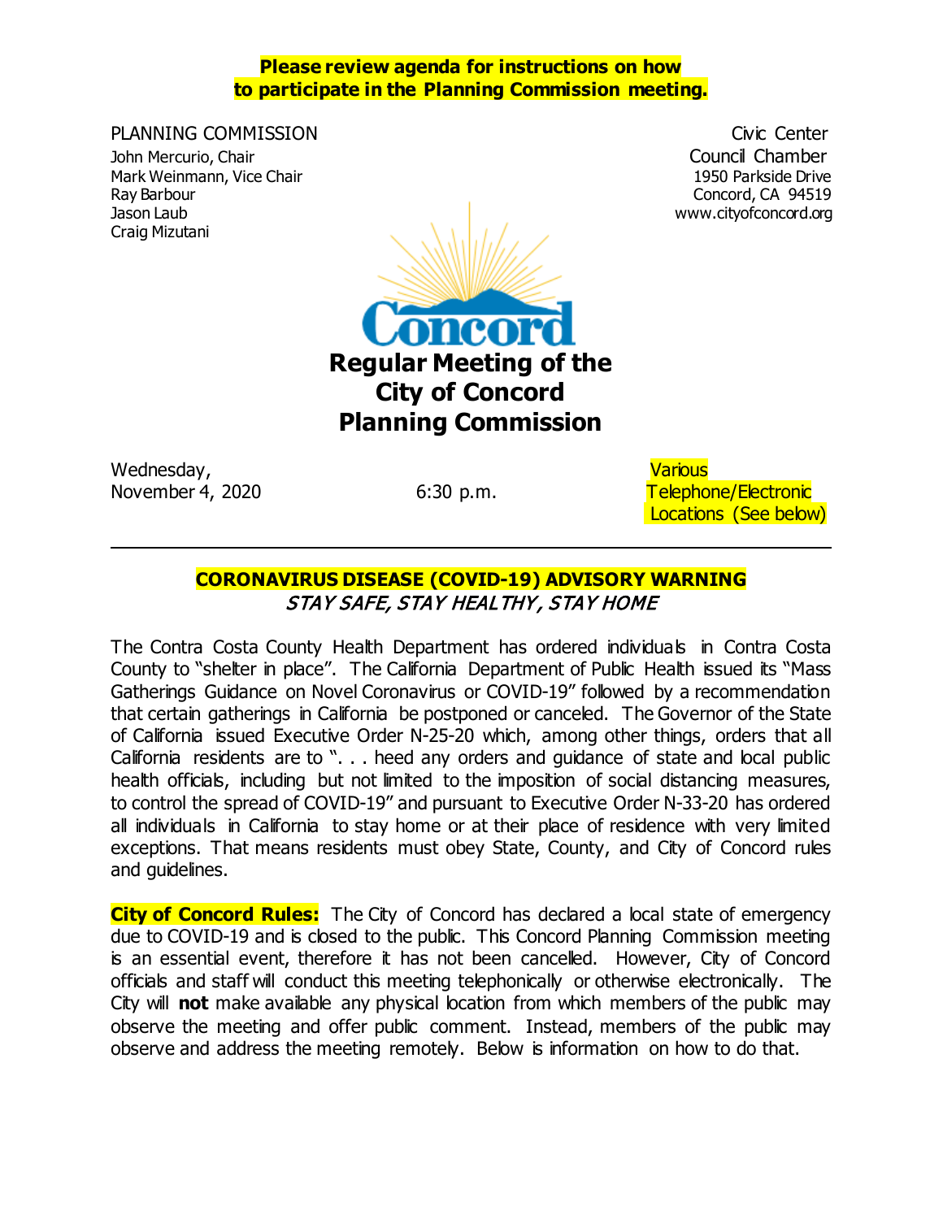**Please review agenda for instructions on how to participate in the Planning Commission meeting.**

PLANNING COMMISSION
John Mercurio, Chair
Mark Weinmann, Vice Chair
Ray Barbour
Jason Laub
Craig Mizutani

Civic Center
Council Chamber
1950 Parkside Drive
Concord, CA 94519
www.cityofconcord.org

Concord

# Regular Meeting of the City of Concord Planning Commission

Wednesday,
November 4, 2020

6:30 p.m.

Various Telephone/Electronic Locations (See below)

---

## CORONAVIRUS DISEASE (COVID-19) ADVISORY WARNING

*STAY SAFE, STAY HEALTHY, STAY HOME*

The Contra Costa County Health Department has ordered individuals in Contra Costa County to "shelter in place". The California Department of Public Health issued its "Mass Gatherings Guidance on Novel Coronavirus or COVID-19" followed by a recommendation that certain gatherings in California be postponed or canceled. The Governor of the State of California issued Executive Order N-25-20 which, among other things, orders that all California residents are to ". . . heed any orders and guidance of state and local public health officials, including but not limited to the imposition of social distancing measures, to control the spread of COVID-19" and pursuant to Executive Order N-33-20 has ordered all individuals in California to stay home or at their place of residence with very limited exceptions. That means residents must obey State, County, and City of Concord rules and guidelines.

**City of Concord Rules:** The City of Concord has declared a local state of emergency due to COVID-19 and is closed to the public. This Concord Planning Commission meeting is an essential event, therefore it has not been cancelled. However, City of Concord officials and staff will conduct this meeting telephonically or otherwise electronically. The City will **not** make available any physical location from which members of the public may observe the meeting and offer public comment. Instead, members of the public may observe and address the meeting remotely. Below is information on how to do that.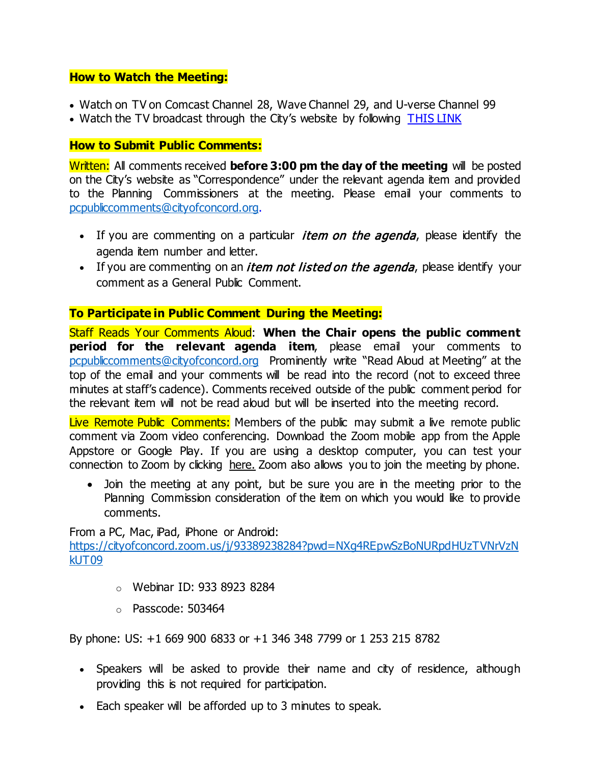**How to Watch the Meeting:**

- Watch on TV on Comcast Channel 28, Wave Channel 29, and U-verse Channel 99
- Watch the TV broadcast through the City's website by following THIS LINK

**How to Submit Public Comments:**

Written: All comments received **before 3:00 pm the day of the meeting** will be posted on the City's website as "Correspondence" under the relevant agenda item and provided to the Planning Commissioners at the meeting. Please email your comments to pcpubliccomments@cityofconcord.org.

- If you are commenting on a particular *item on the agenda*, please identify the agenda item number and letter.
- If you are commenting on an *item not listed on the agenda*, please identify your comment as a General Public Comment.

**To Participate in Public Comment During the Meeting:**

Staff Reads Your Comments Aloud: **When the Chair opens the public comment period for the relevant agenda item**, please email your comments to pcpubliccomments@cityofconcord.org Prominently write "Read Aloud at Meeting" at the top of the email and your comments will be read into the record (not to exceed three minutes at staff's cadence). Comments received outside of the public comment period for the relevant item will not be read aloud but will be inserted into the meeting record.

Live Remote Public Comments: Members of the public may submit a live remote public comment via Zoom video conferencing. Download the Zoom mobile app from the Apple Appstore or Google Play. If you are using a desktop computer, you can test your connection to Zoom by clicking here. Zoom also allows you to join the meeting by phone.

- Join the meeting at any point, but be sure you are in the meeting prior to the Planning Commission consideration of the item on which you would like to provide comments.

From a PC, Mac, iPad, iPhone or Android:
https://cityofconcord.zoom.us/j/93389238284?pwd=NXg4REpwSzBoNURpdHUzTVNrVzNkUT09

- Webinar ID: 933 8923 8284
- Passcode: 503464

By phone: US: +1 669 900 6833 or +1 346 348 7799 or 1 253 215 8782

- Speakers will be asked to provide their name and city of residence, although providing this is not required for participation.
- Each speaker will be afforded up to 3 minutes to speak.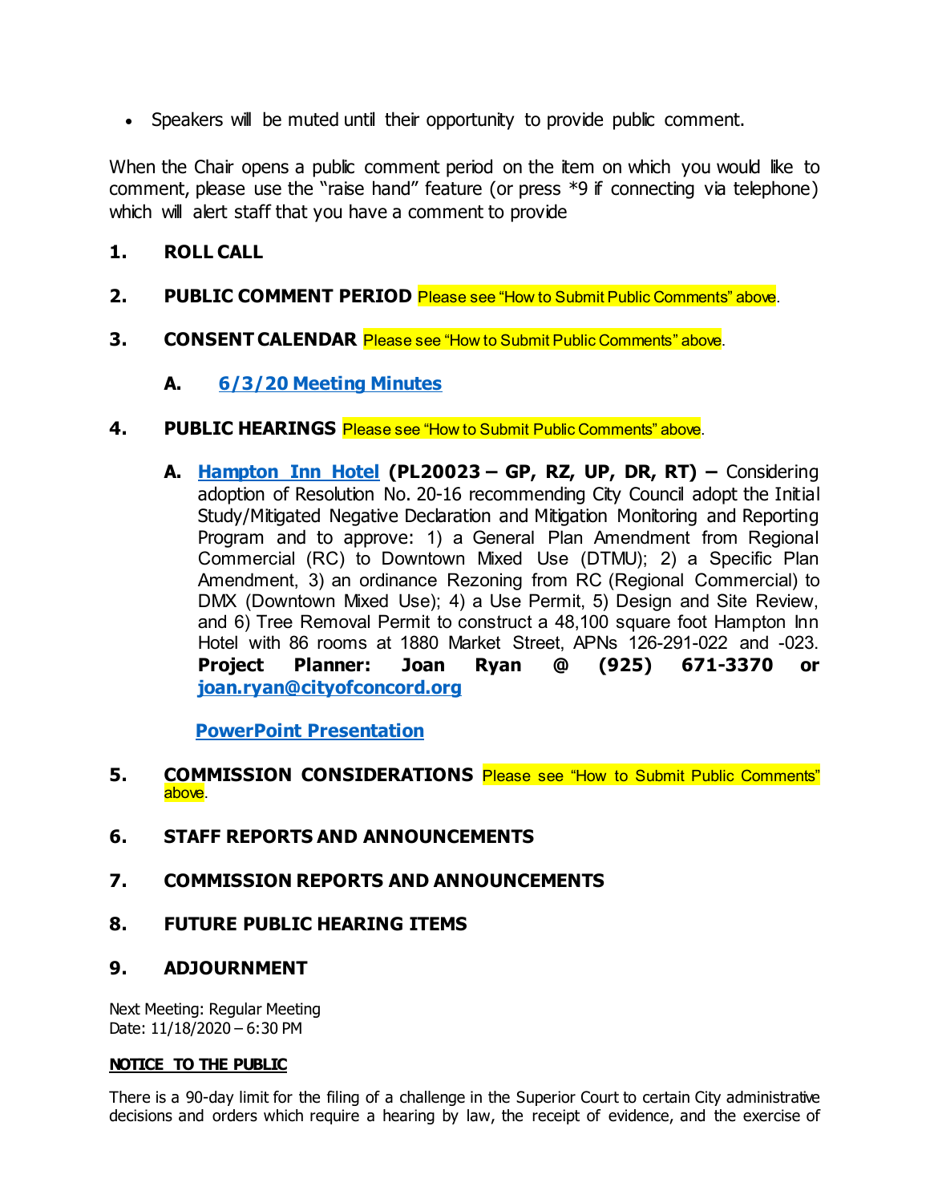- Speakers will be muted until their opportunity to provide public comment.

When the Chair opens a public comment period on the item on which you would like to comment, please use the "raise hand" feature (or press *9 if connecting via telephone) which will alert staff that you have a comment to provide

**1. ROLL CALL**

**2. PUBLIC COMMENT PERIOD** Please see "How to Submit Public Comments" above.

**3. CONSENT CALENDAR** Please see "How to Submit Public Comments" above.

**A. 6/3/20 Meeting Minutes**

**4. PUBLIC HEARINGS** Please see "How to Submit Public Comments" above.

**A. Hampton Inn Hotel (PL20023 – GP, RZ, UP, DR, RT) –** Considering adoption of Resolution No. 20-16 recommending City Council adopt the Initial Study/Mitigated Negative Declaration and Mitigation Monitoring and Reporting Program and to approve: 1) a General Plan Amendment from Regional Commercial (RC) to Downtown Mixed Use (DTMU); 2) a Specific Plan Amendment, 3) an ordinance Rezoning from RC (Regional Commercial) to DMX (Downtown Mixed Use); 4) a Use Permit, 5) Design and Site Review, and 6) Tree Removal Permit to construct a 48,100 square foot Hampton Inn Hotel with 86 rooms at 1880 Market Street, APNs 126-291-022 and -023. **Project Planner: Joan Ryan @ (925) 671-3370 or joan.ryan@cityofconcord.org**

**PowerPoint Presentation**

**5. COMMISSION CONSIDERATIONS** Please see "How to Submit Public Comments" above.

**6. STAFF REPORTS AND ANNOUNCEMENTS**

**7. COMMISSION REPORTS AND ANNOUNCEMENTS**

**8. FUTURE PUBLIC HEARING ITEMS**

**9. ADJOURNMENT**

Next Meeting: Regular Meeting
Date: 11/18/2020 – 6:30 PM

**NOTICE TO THE PUBLIC**

There is a 90-day limit for the filing of a challenge in the Superior Court to certain City administrative decisions and orders which require a hearing by law, the receipt of evidence, and the exercise of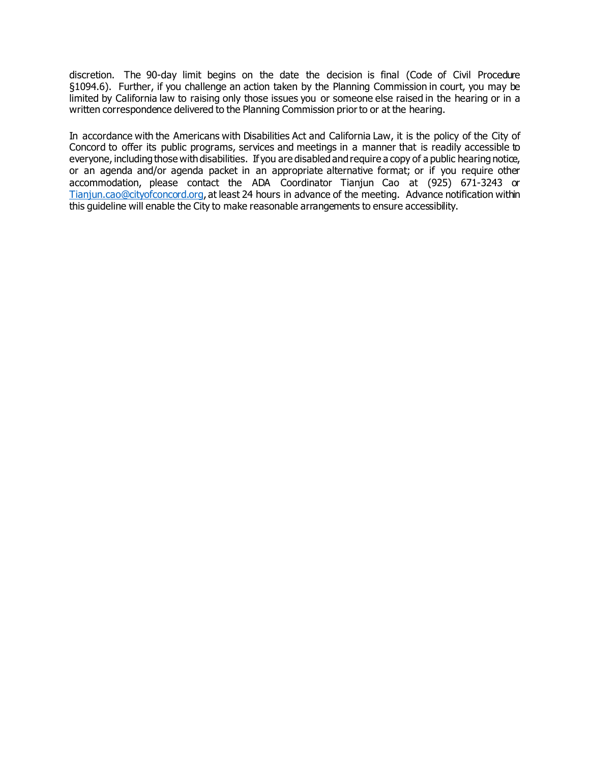discretion. The 90-day limit begins on the date the decision is final (Code of Civil Procedure §1094.6). Further, if you challenge an action taken by the Planning Commission in court, you may be limited by California law to raising only those issues you or someone else raised in the hearing or in a written correspondence delivered to the Planning Commission prior to or at the hearing.

In accordance with the Americans with Disabilities Act and California Law, it is the policy of the City of Concord to offer its public programs, services and meetings in a manner that is readily accessible to everyone, including those with disabilities. If you are disabled and require a copy of a public hearing notice, or an agenda and/or agenda packet in an appropriate alternative format; or if you require other accommodation, please contact the ADA Coordinator Tianjun Cao at (925) 671-3243 or Tianjun.cao@cityofconcord.org, at least 24 hours in advance of the meeting. Advance notification within this guideline will enable the City to make reasonable arrangements to ensure accessibility.